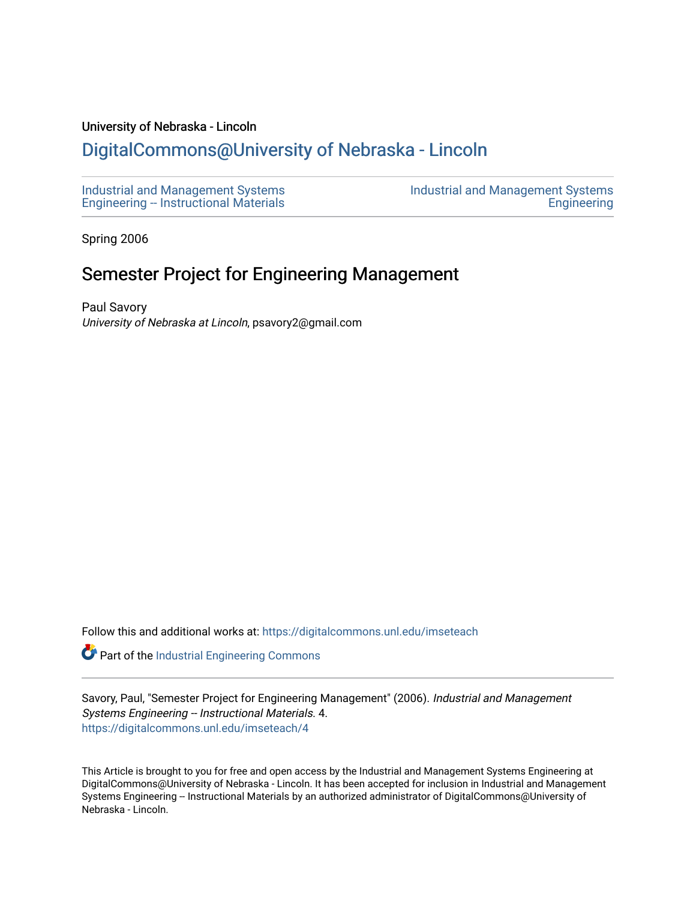University of Nebraska - Lincoln

## DigitalCommons@University of Nebraska - Lincoln

Industrial and Management Systems Engineering -- Instructional Materials

Industrial and Management Systems Engineering

Spring 2006

# Semester Project for Engineering Management

Paul Savory
*University of Nebraska at Lincoln*, psavory2@gmail.com

Follow this and additional works at: https://digitalcommons.unl.edu/imseteach

Part of the Industrial Engineering Commons

Savory, Paul, "Semester Project for Engineering Management" (2006). *Industrial and Management Systems Engineering -- Instructional Materials*. 4.
https://digitalcommons.unl.edu/imseteach/4

This Article is brought to you for free and open access by the Industrial and Management Systems Engineering at DigitalCommons@University of Nebraska - Lincoln. It has been accepted for inclusion in Industrial and Management Systems Engineering -- Instructional Materials by an authorized administrator of DigitalCommons@University of Nebraska - Lincoln.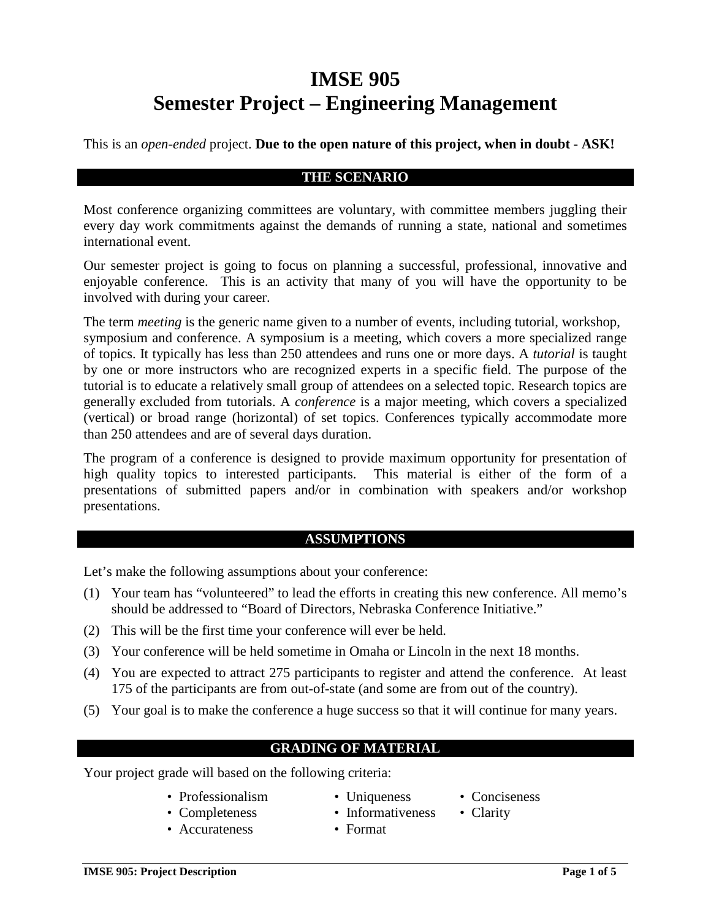# IMSE 905
# Semester Project – Engineering Management

This is an *open-ended* project. **Due to the open nature of this project, when in doubt - ASK!**

## THE SCENARIO

Most conference organizing committees are voluntary, with committee members juggling their every day work commitments against the demands of running a state, national and sometimes international event.

Our semester project is going to focus on planning a successful, professional, innovative and enjoyable conference. This is an activity that many of you will have the opportunity to be involved with during your career.

The term *meeting* is the generic name given to a number of events, including tutorial, workshop, symposium and conference. A symposium is a meeting, which covers a more specialized range of topics. It typically has less than 250 attendees and runs one or more days. A *tutorial* is taught by one or more instructors who are recognized experts in a specific field. The purpose of the tutorial is to educate a relatively small group of attendees on a selected topic. Research topics are generally excluded from tutorials. A *conference* is a major meeting, which covers a specialized (vertical) or broad range (horizontal) of set topics. Conferences typically accommodate more than 250 attendees and are of several days duration.

The program of a conference is designed to provide maximum opportunity for presentation of high quality topics to interested participants. This material is either of the form of a presentations of submitted papers and/or in combination with speakers and/or workshop presentations.

## ASSUMPTIONS

Let's make the following assumptions about your conference:

(1) Your team has "volunteered" to lead the efforts in creating this new conference. All memo's should be addressed to "Board of Directors, Nebraska Conference Initiative."

(2) This will be the first time your conference will ever be held.

(3) Your conference will be held sometime in Omaha or Lincoln in the next 18 months.

(4) You are expected to attract 275 participants to register and attend the conference. At least 175 of the participants are from out-of-state (and some are from out of the country).

(5) Your goal is to make the conference a huge success so that it will continue for many years.

## GRADING OF MATERIAL

Your project grade will based on the following criteria:

- Professionalism
- Completeness
- Accurateness
- Uniqueness
- Informativeness
- Format
- Conciseness
- Clarity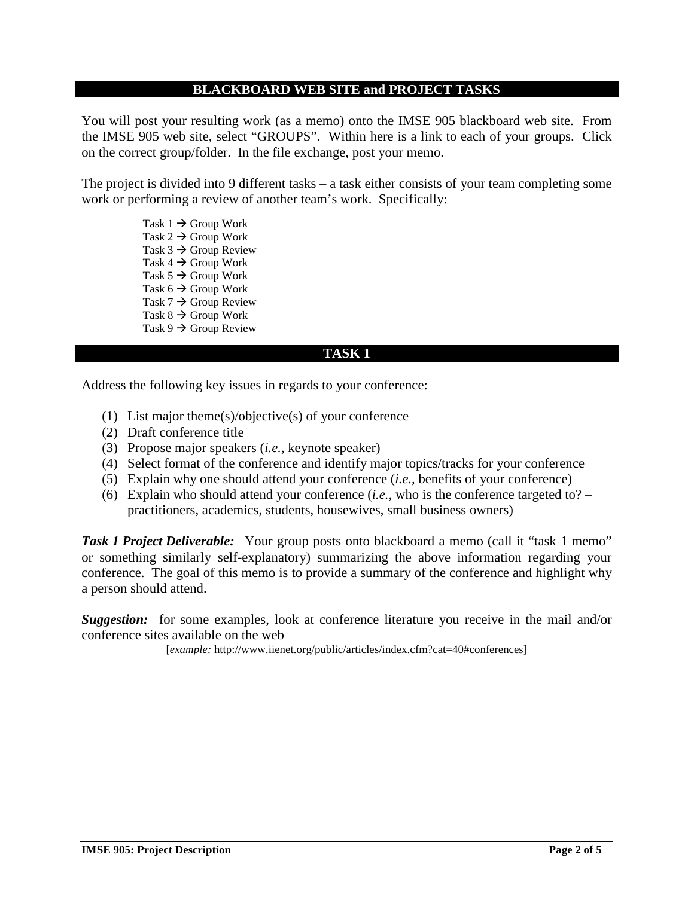## BLACKBOARD WEB SITE and PROJECT TASKS

You will post your resulting work (as a memo) onto the IMSE 905 blackboard web site. From the IMSE 905 web site, select "GROUPS". Within here is a link to each of your groups. Click on the correct group/folder. In the file exchange, post your memo.

The project is divided into 9 different tasks – a task either consists of your team completing some work or performing a review of another team's work. Specifically:

- Task 1 → Group Work
- Task 2 → Group Work
- Task 3 → Group Review
- Task 4 → Group Work
- Task 5 → Group Work
- Task 6 → Group Work
- Task 7 → Group Review
- Task 8 → Group Work
- Task 9 → Group Review

## TASK 1

Address the following key issues in regards to your conference:

(1) List major theme(s)/objective(s) of your conference
(2) Draft conference title
(3) Propose major speakers (*i.e.,* keynote speaker)
(4) Select format of the conference and identify major topics/tracks for your conference
(5) Explain why one should attend your conference (*i.e.,* benefits of your conference)
(6) Explain who should attend your conference (*i.e.,* who is the conference targeted to? – practitioners, academics, students, housewives, small business owners)

***Task 1 Project Deliverable:*** Your group posts onto blackboard a memo (call it "task 1 memo" or something similarly self-explanatory) summarizing the above information regarding your conference. The goal of this memo is to provide a summary of the conference and highlight why a person should attend.

***Suggestion:*** for some examples, look at conference literature you receive in the mail and/or conference sites available on the web

[*example:* http://www.iienet.org/public/articles/index.cfm?cat=40#conferences]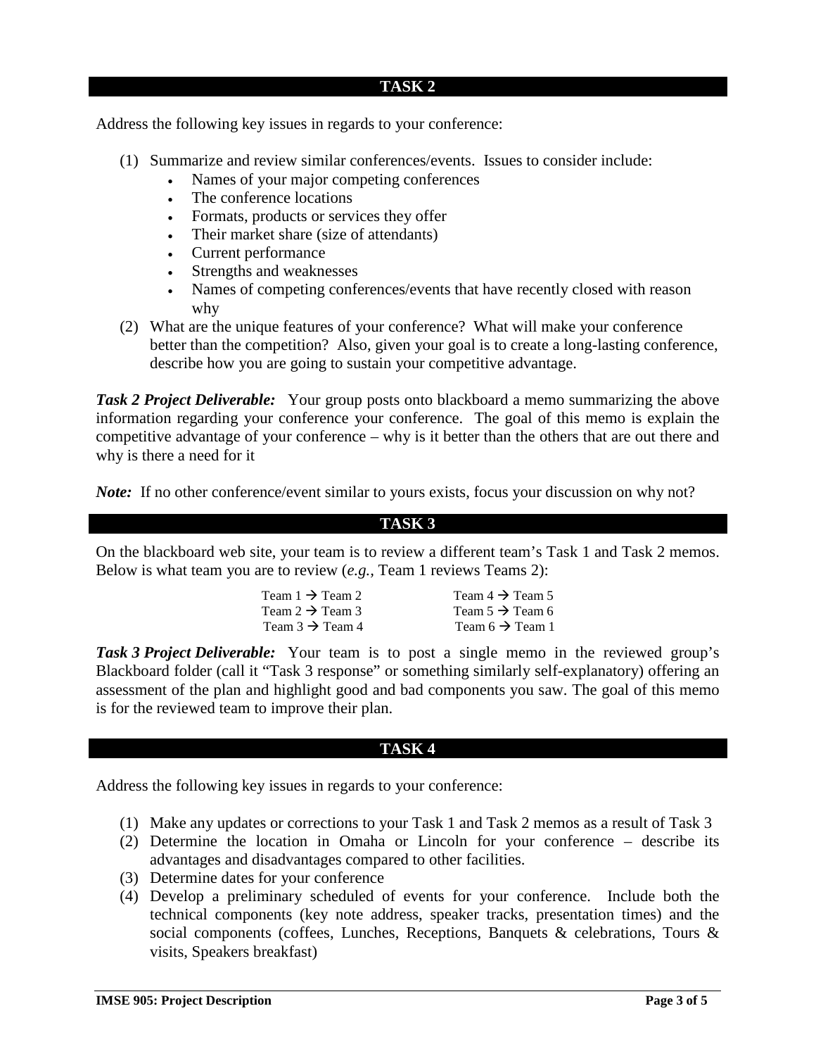## TASK 2

Address the following key issues in regards to your conference:

(1) Summarize and review similar conferences/events. Issues to consider include:
  - Names of your major competing conferences
  - The conference locations
  - Formats, products or services they offer
  - Their market share (size of attendants)
  - Current performance
  - Strengths and weaknesses
  - Names of competing conferences/events that have recently closed with reason why

(2) What are the unique features of your conference? What will make your conference better than the competition? Also, given your goal is to create a long-lasting conference, describe how you are going to sustain your competitive advantage.

***Task 2 Project Deliverable:*** Your group posts onto blackboard a memo summarizing the above information regarding your conference your conference. The goal of this memo is explain the competitive advantage of your conference – why is it better than the others that are out there and why is there a need for it

***Note:*** If no other conference/event similar to yours exists, focus your discussion on why not?

## TASK 3

On the blackboard web site, your team is to review a different team's Task 1 and Task 2 memos. Below is what team you are to review (*e.g.,* Team 1 reviews Teams 2):

| | |
|---|---|
| Team 1 → Team 2 | Team 4 → Team 5 |
| Team 2 → Team 3 | Team 5 → Team 6 |
| Team 3 → Team 4 | Team 6 → Team 1 |

***Task 3 Project Deliverable:*** Your team is to post a single memo in the reviewed group's Blackboard folder (call it "Task 3 response" or something similarly self-explanatory) offering an assessment of the plan and highlight good and bad components you saw. The goal of this memo is for the reviewed team to improve their plan.

## TASK 4

Address the following key issues in regards to your conference:

(1) Make any updates or corrections to your Task 1 and Task 2 memos as a result of Task 3
(2) Determine the location in Omaha or Lincoln for your conference – describe its advantages and disadvantages compared to other facilities.
(3) Determine dates for your conference
(4) Develop a preliminary scheduled of events for your conference. Include both the technical components (key note address, speaker tracks, presentation times) and the social components (coffees, Lunches, Receptions, Banquets & celebrations, Tours & visits, Speakers breakfast)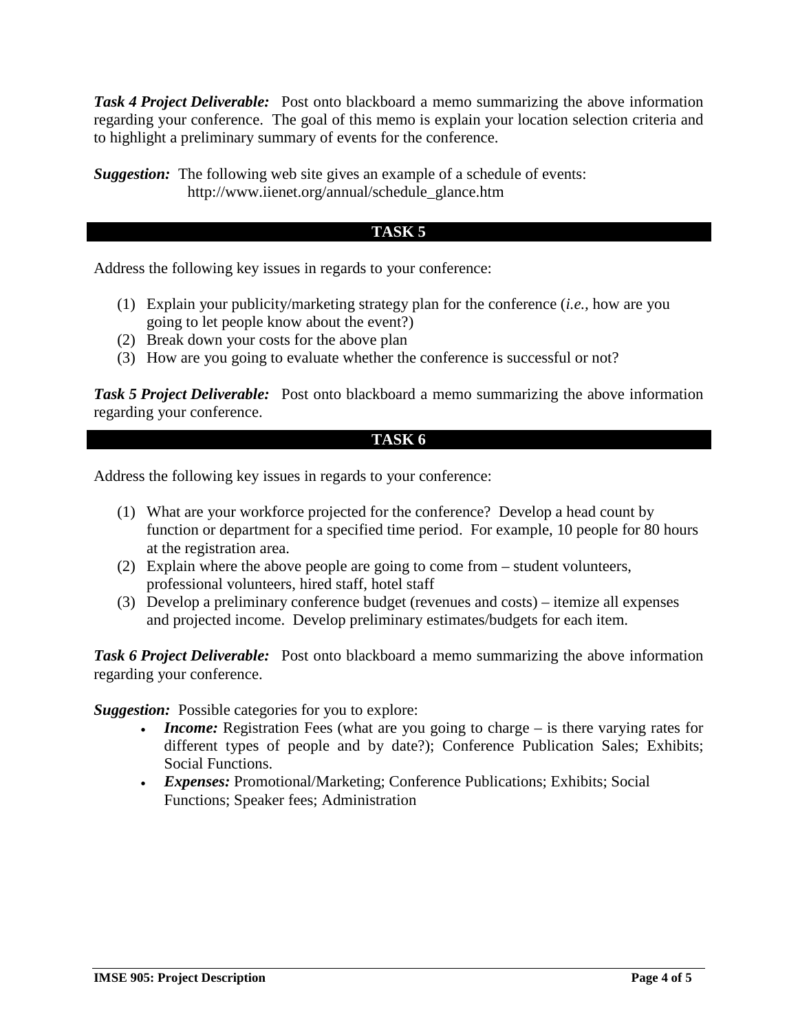***Task 4 Project Deliverable:*** Post onto blackboard a memo summarizing the above information regarding your conference. The goal of this memo is explain your location selection criteria and to highlight a preliminary summary of events for the conference.

***Suggestion:*** The following web site gives an example of a schedule of events: http://www.iienet.org/annual/schedule_glance.htm

## TASK 5

Address the following key issues in regards to your conference:

(1) Explain your publicity/marketing strategy plan for the conference (*i.e.*, how are you going to let people know about the event?)
(2) Break down your costs for the above plan
(3) How are you going to evaluate whether the conference is successful or not?

***Task 5 Project Deliverable:*** Post onto blackboard a memo summarizing the above information regarding your conference.

## TASK 6

Address the following key issues in regards to your conference:

(1) What are your workforce projected for the conference? Develop a head count by function or department for a specified time period. For example, 10 people for 80 hours at the registration area.
(2) Explain where the above people are going to come from – student volunteers, professional volunteers, hired staff, hotel staff
(3) Develop a preliminary conference budget (revenues and costs) – itemize all expenses and projected income. Develop preliminary estimates/budgets for each item.

***Task 6 Project Deliverable:*** Post onto blackboard a memo summarizing the above information regarding your conference.

***Suggestion:*** Possible categories for you to explore:

- ***Income:*** Registration Fees (what are you going to charge – is there varying rates for different types of people and by date?); Conference Publication Sales; Exhibits; Social Functions.
- ***Expenses:*** Promotional/Marketing; Conference Publications; Exhibits; Social Functions; Speaker fees; Administration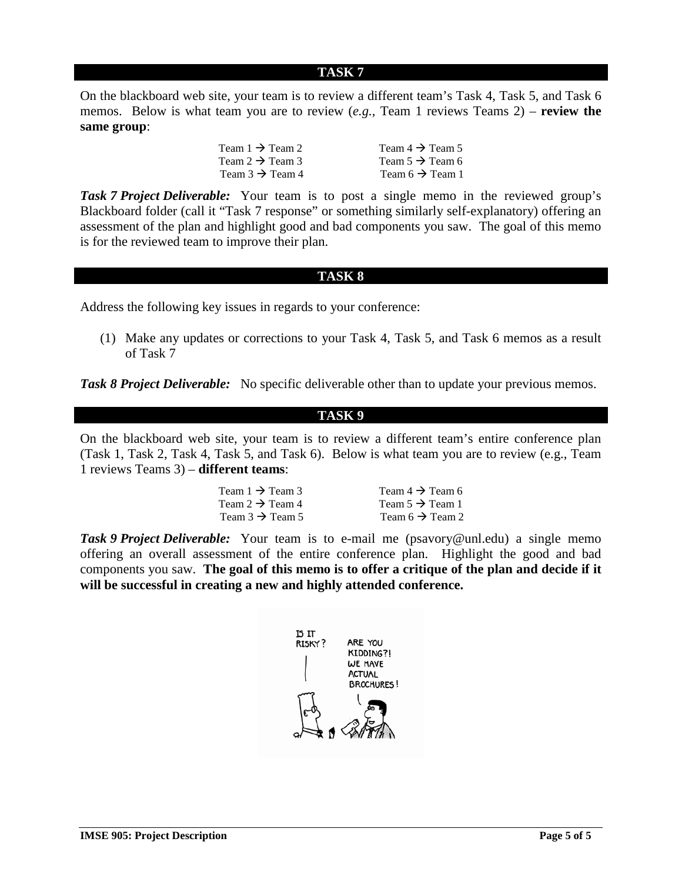## TASK 7

On the blackboard web site, your team is to review a different team's Task 4, Task 5, and Task 6 memos. Below is what team you are to review (*e.g.*, Team 1 reviews Teams 2) – **review the same group**:

| | |
|---|---|
| Team 1 → Team 2 | Team 4 → Team 5 |
| Team 2 → Team 3 | Team 5 → Team 6 |
| Team 3 → Team 4 | Team 6 → Team 1 |

***Task 7 Project Deliverable:*** Your team is to post a single memo in the reviewed group's Blackboard folder (call it "Task 7 response" or something similarly self-explanatory) offering an assessment of the plan and highlight good and bad components you saw. The goal of this memo is for the reviewed team to improve their plan.

## TASK 8

Address the following key issues in regards to your conference:

(1) Make any updates or corrections to your Task 4, Task 5, and Task 6 memos as a result of Task 7

***Task 8 Project Deliverable:*** No specific deliverable other than to update your previous memos.

## TASK 9

On the blackboard web site, your team is to review a different team's entire conference plan (Task 1, Task 2, Task 4, Task 5, and Task 6). Below is what team you are to review (e.g., Team 1 reviews Teams 3) – **different teams**:

| | |
|---|---|
| Team 1 → Team 3 | Team 4 → Team 6 |
| Team 2 → Team 4 | Team 5 → Team 1 |
| Team 3 → Team 5 | Team 6 → Team 2 |

***Task 9 Project Deliverable:*** Your team is to e-mail me (psavory@unl.edu) a single memo offering an overall assessment of the entire conference plan. Highlight the good and bad components you saw. **The goal of this memo is to offer a critique of the plan and decide if it will be successful in creating a new and highly attended conference.**